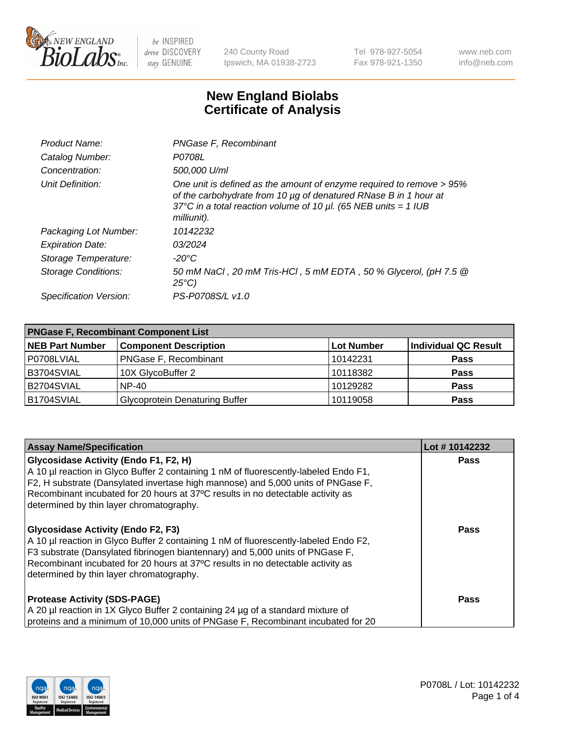# New England Biolabs Certificate of Analysis

| | |
|---|---|
| *Product Name:* | *PNGase F, Recombinant* |
| *Catalog Number:* | *P0708L* |
| *Concentration:* | *500,000 U/ml* |
| *Unit Definition:* | *One unit is defined as the amount of enzyme required to remove > 95% of the carbohydrate from 10 µg of denatured RNase B in 1 hour at 37°C in a total reaction volume of 10 µl. (65 NEB units = 1 IUB milliunit).* |
| *Packaging Lot Number:* | *10142232* |
| *Expiration Date:* | *03/2024* |
| *Storage Temperature:* | *-20°C* |
| *Storage Conditions:* | *50 mM NaCl , 20 mM Tris-HCl , 5 mM EDTA , 50 % Glycerol, (pH 7.5 @ 25°C)* |
| *Specification Version:* | *PS-P0708S/L v1.0* |

| **PNGase F, Recombinant Component List** | | | |
|---|---|---|---|
| **NEB Part Number** | **Component Description** | **Lot Number** | **Individual QC Result** |
| P0708LVIAL | PNGase F, Recombinant | 10142231 | **Pass** |
| B3704SVIAL | 10X GlycoBuffer 2 | 10118382 | **Pass** |
| B2704SVIAL | NP-40 | 10129282 | **Pass** |
| B1704SVIAL | Glycoprotein Denaturing Buffer | 10119058 | **Pass** |

| **Assay Name/Specification** | **Lot # 10142232** |
|---|---|
| **Glycosidase Activity (Endo F1, F2, H)** A 10 µl reaction in Glyco Buffer 2 containing 1 nM of fluorescently-labeled Endo F1, F2, H substrate (Dansylated invertase high mannose) and 5,000 units of PNGase F, Recombinant incubated for 20 hours at 37ºC results in no detectable activity as determined by thin layer chromatography. | **Pass** |
| **Glycosidase Activity (Endo F2, F3)** A 10 µl reaction in Glyco Buffer 2 containing 1 nM of fluorescently-labeled Endo F2, F3 substrate (Dansylated fibrinogen biantennary) and 5,000 units of PNGase F, Recombinant incubated for 20 hours at 37ºC results in no detectable activity as determined by thin layer chromatography. | **Pass** |
| **Protease Activity (SDS-PAGE)** A 20 µl reaction in 1X Glyco Buffer 2 containing 24 µg of a standard mixture of proteins and a minimum of 10,000 units of PNGase F, Recombinant incubated for 20 | **Pass** |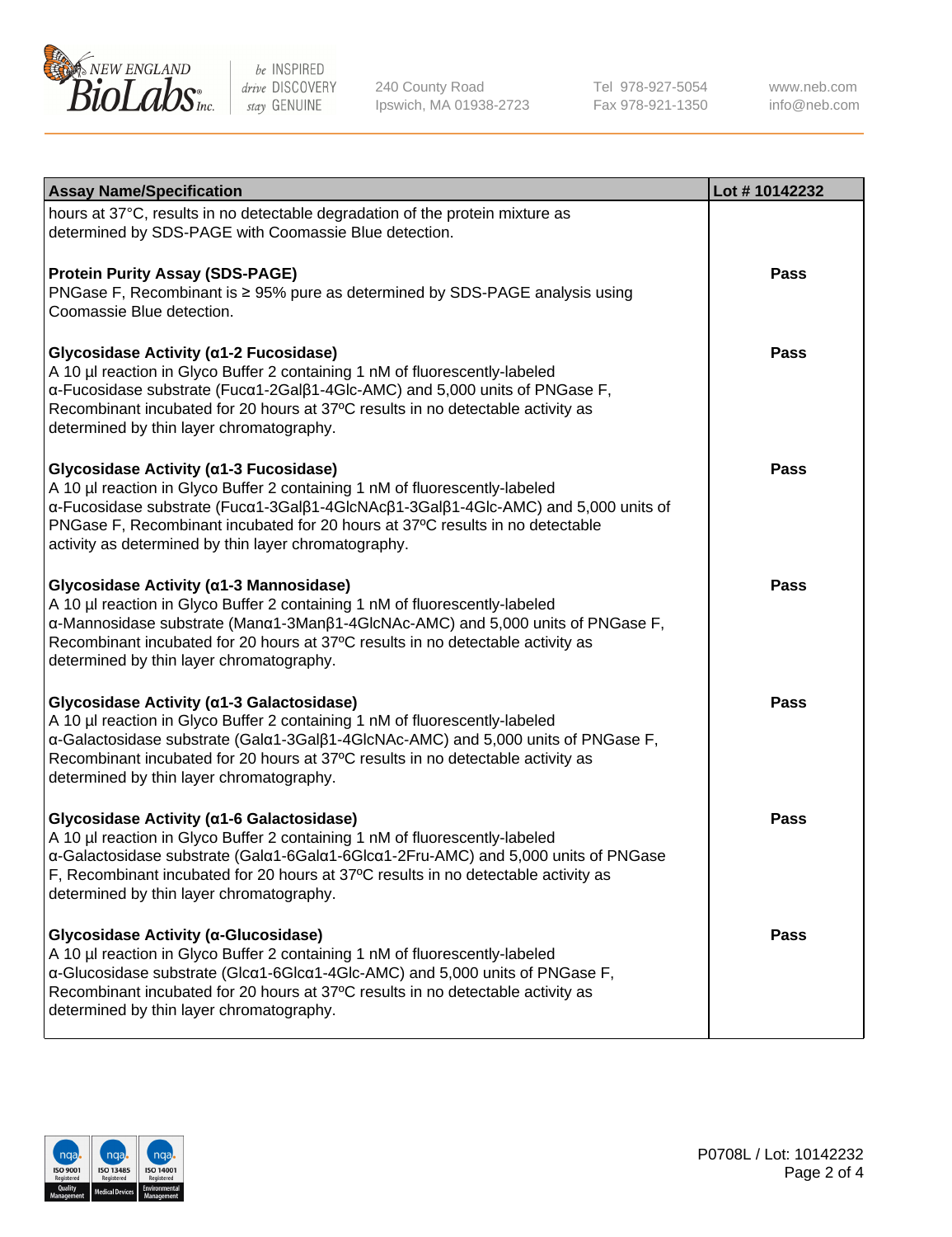| Assay Name/Specification | Lot # 10142232 |
| --- | --- |
| hours at 37°C, results in no detectable degradation of the protein mixture as determined by SDS-PAGE with Coomassie Blue detection. | |
| **Protein Purity Assay (SDS-PAGE)**<br>PNGase F, Recombinant is ≥ 95% pure as determined by SDS-PAGE analysis using Coomassie Blue detection. | **Pass** |
| **Glycosidase Activity (α1-2 Fucosidase)**<br>A 10 µl reaction in Glyco Buffer 2 containing 1 nM of fluorescently-labeled α-Fucosidase substrate (Fucα1-2Galβ1-4Glc-AMC) and 5,000 units of PNGase F, Recombinant incubated for 20 hours at 37ºC results in no detectable activity as determined by thin layer chromatography. | **Pass** |
| **Glycosidase Activity (α1-3 Fucosidase)**<br>A 10 µl reaction in Glyco Buffer 2 containing 1 nM of fluorescently-labeled α-Fucosidase substrate (Fucα1-3Galβ1-4GlcNAcβ1-3Galβ1-4Glc-AMC) and 5,000 units of PNGase F, Recombinant incubated for 20 hours at 37ºC results in no detectable activity as determined by thin layer chromatography. | **Pass** |
| **Glycosidase Activity (α1-3 Mannosidase)**<br>A 10 µl reaction in Glyco Buffer 2 containing 1 nM of fluorescently-labeled α-Mannosidase substrate (Manα1-3Manβ1-4GlcNAc-AMC) and 5,000 units of PNGase F, Recombinant incubated for 20 hours at 37ºC results in no detectable activity as determined by thin layer chromatography. | **Pass** |
| **Glycosidase Activity (α1-3 Galactosidase)**<br>A 10 µl reaction in Glyco Buffer 2 containing 1 nM of fluorescently-labeled α-Galactosidase substrate (Galα1-3Galβ1-4GlcNAc-AMC) and 5,000 units of PNGase F, Recombinant incubated for 20 hours at 37ºC results in no detectable activity as determined by thin layer chromatography. | **Pass** |
| **Glycosidase Activity (α1-6 Galactosidase)**<br>A 10 µl reaction in Glyco Buffer 2 containing 1 nM of fluorescently-labeled α-Galactosidase substrate (Galα1-6Galα1-6Glcα1-2Fru-AMC) and 5,000 units of PNGase F, Recombinant incubated for 20 hours at 37ºC results in no detectable activity as determined by thin layer chromatography. | **Pass** |
| **Glycosidase Activity (α-Glucosidase)**<br>A 10 µl reaction in Glyco Buffer 2 containing 1 nM of fluorescently-labeled α-Glucosidase substrate (Glcα1-6Glcα1-4Glc-AMC) and 5,000 units of PNGase F, Recombinant incubated for 20 hours at 37ºC results in no detectable activity as determined by thin layer chromatography. | **Pass** |

P0708L / Lot: 10142232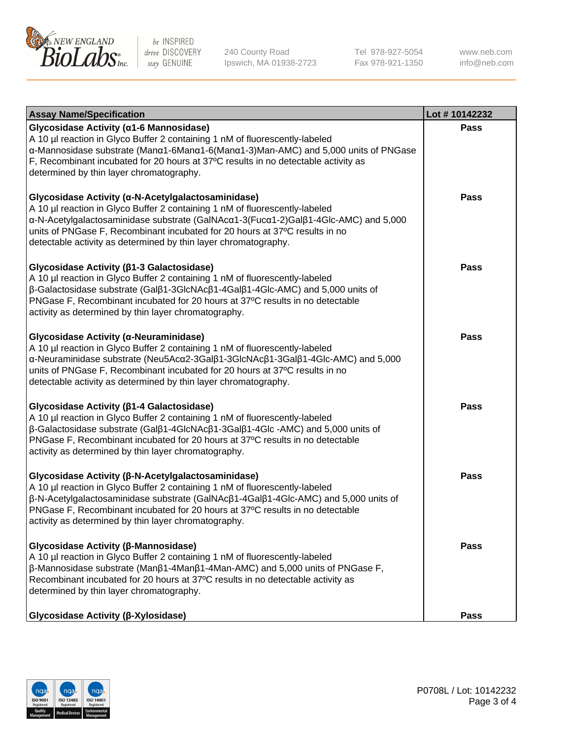| Assay Name/Specification | Lot # 10142232 |
|---|---|
| **Glycosidase Activity (α1-6 Mannosidase)**<br>A 10 µl reaction in Glyco Buffer 2 containing 1 nM of fluorescently-labeled α-Mannosidase substrate (Manα1-6Manα1-6(Manα1-3)Man-AMC) and 5,000 units of PNGase F, Recombinant incubated for 20 hours at 37ºC results in no detectable activity as determined by thin layer chromatography. | Pass |
| **Glycosidase Activity (α-N-Acetylgalactosaminidase)**<br>A 10 µl reaction in Glyco Buffer 2 containing 1 nM of fluorescently-labeled α-N-Acetylgalactosaminidase substrate (GalNAcα1-3(Fucα1-2)Galβ1-4Glc-AMC) and 5,000 units of PNGase F, Recombinant incubated for 20 hours at 37ºC results in no detectable activity as determined by thin layer chromatography. | Pass |
| **Glycosidase Activity (β1-3 Galactosidase)**<br>A 10 µl reaction in Glyco Buffer 2 containing 1 nM of fluorescently-labeled β-Galactosidase substrate (Galβ1-3GlcNAcβ1-4Galβ1-4Glc-AMC) and 5,000 units of PNGase F, Recombinant incubated for 20 hours at 37ºC results in no detectable activity as determined by thin layer chromatography. | Pass |
| **Glycosidase Activity (α-Neuraminidase)**<br>A 10 µl reaction in Glyco Buffer 2 containing 1 nM of fluorescently-labeled α-Neuraminidase substrate (Neu5Acα2-3Galβ1-3GlcNAcβ1-3Galβ1-4Glc-AMC) and 5,000 units of PNGase F, Recombinant incubated for 20 hours at 37ºC results in no detectable activity as determined by thin layer chromatography. | Pass |
| **Glycosidase Activity (β1-4 Galactosidase)**<br>A 10 µl reaction in Glyco Buffer 2 containing 1 nM of fluorescently-labeled β-Galactosidase substrate (Galβ1-4GlcNAcβ1-3Galβ1-4Glc -AMC) and 5,000 units of PNGase F, Recombinant incubated for 20 hours at 37ºC results in no detectable activity as determined by thin layer chromatography. | Pass |
| **Glycosidase Activity (β-N-Acetylgalactosaminidase)**<br>A 10 µl reaction in Glyco Buffer 2 containing 1 nM of fluorescently-labeled β-N-Acetylgalactosaminidase substrate (GalNAcβ1-4Galβ1-4Glc-AMC) and 5,000 units of PNGase F, Recombinant incubated for 20 hours at 37ºC results in no detectable activity as determined by thin layer chromatography. | Pass |
| **Glycosidase Activity (β-Mannosidase)**<br>A 10 µl reaction in Glyco Buffer 2 containing 1 nM of fluorescently-labeled β-Mannosidase substrate (Manβ1-4Manβ1-4Man-AMC) and 5,000 units of PNGase F, Recombinant incubated for 20 hours at 37ºC results in no detectable activity as determined by thin layer chromatography. | Pass |
| **Glycosidase Activity (β-Xylosidase)** | Pass |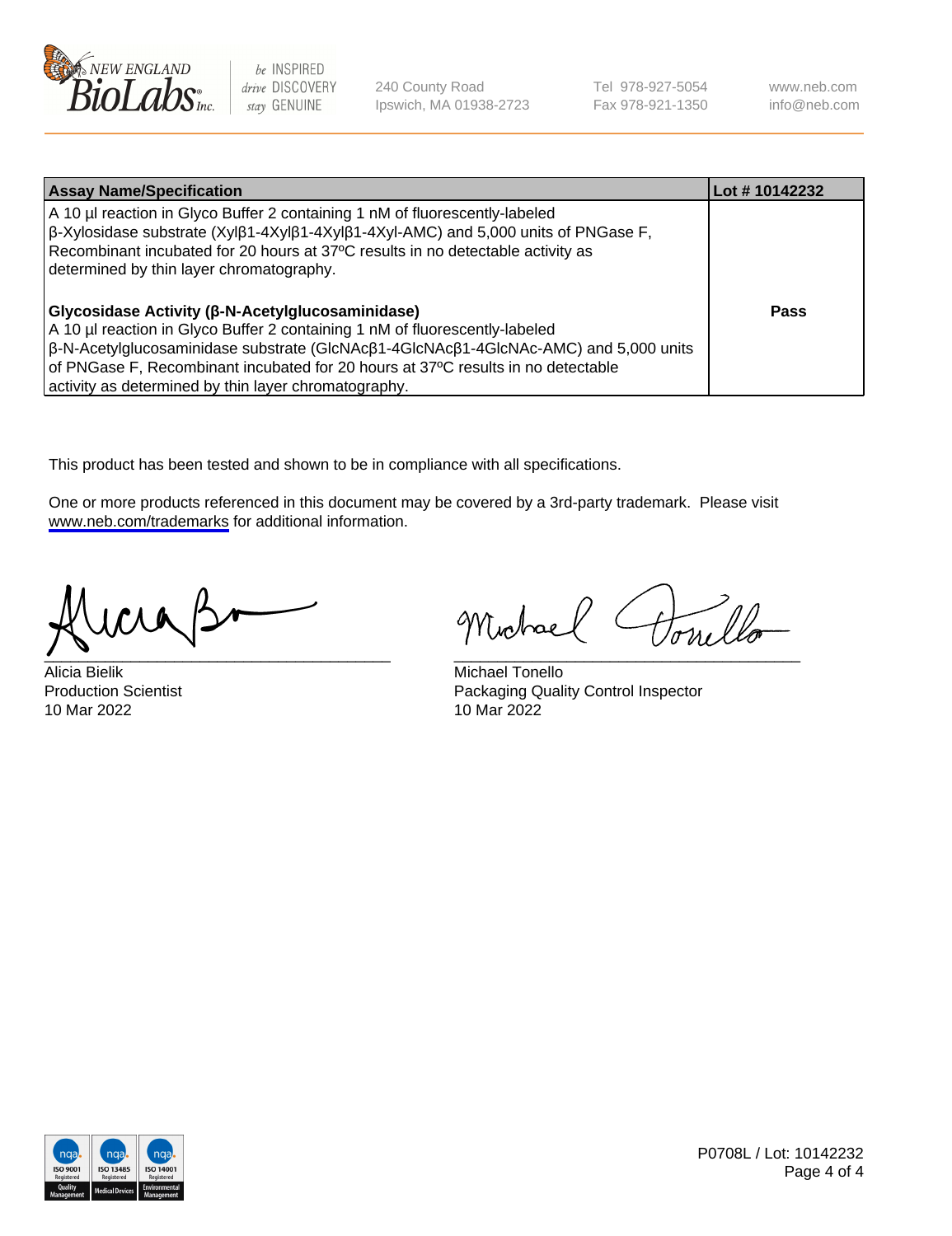240 County Road
Ipswich, MA 01938-2723

Tel 978-927-5054
Fax 978-921-1350

www.neb.com
info@neb.com

| Assay Name/Specification | Lot # 10142232 |
| --- | --- |
| A 10 µl reaction in Glyco Buffer 2 containing 1 nM of fluorescently-labeled β-Xylosidase substrate (Xylβ1-4Xylβ1-4Xylβ1-4Xyl-AMC) and 5,000 units of PNGase F, Recombinant incubated for 20 hours at 37ºC results in no detectable activity as determined by thin layer chromatography. | |
| **Glycosidase Activity (β-N-Acetylglucosaminidase)** A 10 µl reaction in Glyco Buffer 2 containing 1 nM of fluorescently-labeled β-N-Acetylglucosaminidase substrate (GlcNAcβ1-4GlcNAcβ1-4GlcNAc-AMC) and 5,000 units of PNGase F, Recombinant incubated for 20 hours at 37ºC results in no detectable activity as determined by thin layer chromatography. | **Pass** |

This product has been tested and shown to be in compliance with all specifications.

One or more products referenced in this document may be covered by a 3rd-party trademark. Please visit www.neb.com/trademarks for additional information.

Alicia Bielik
Production Scientist
10 Mar 2022

Michael Tonello
Packaging Quality Control Inspector
10 Mar 2022

P0708L / Lot: 10142232